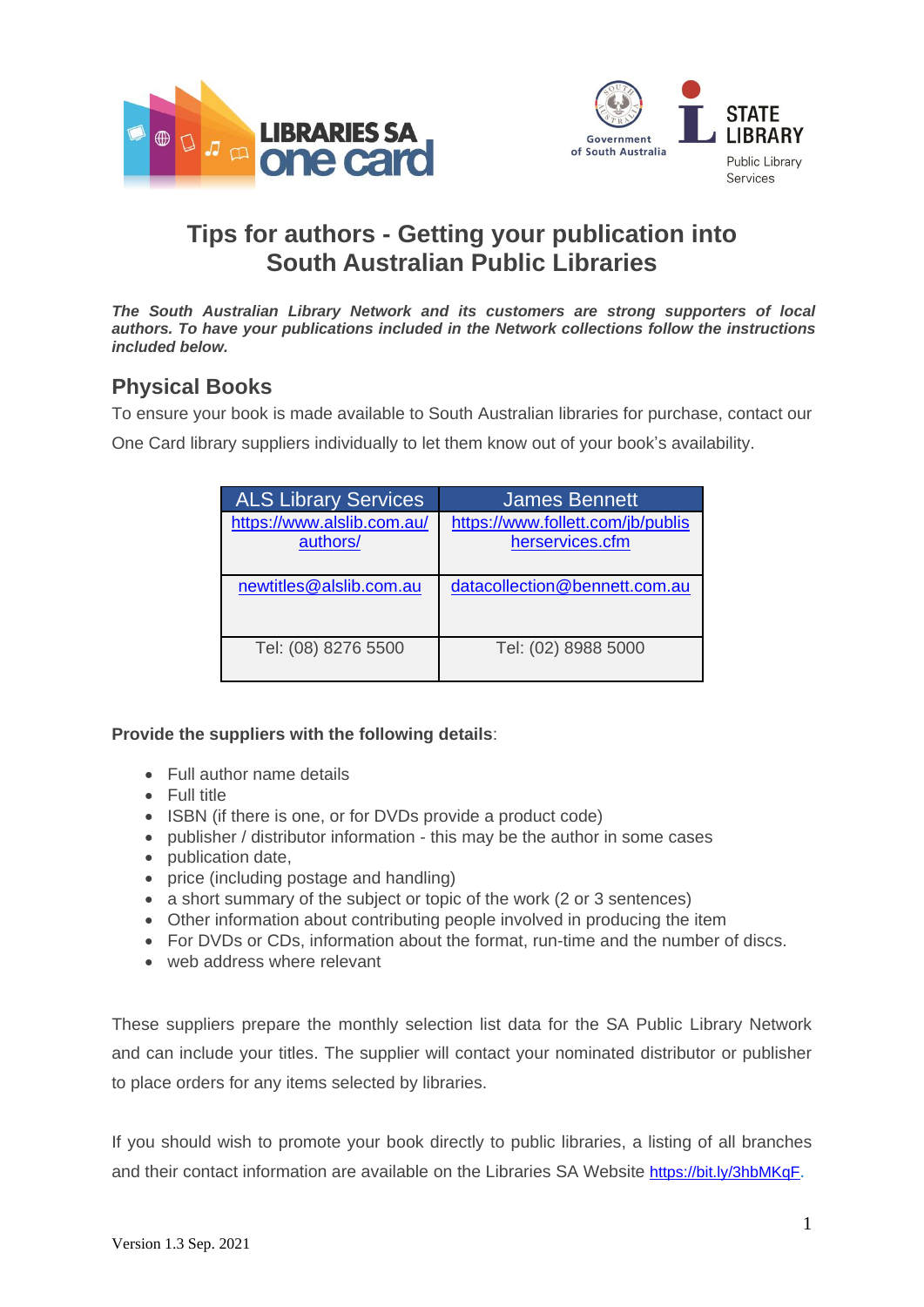# Tips for authors - Getting your publication into South Australian Public Libraries

***The South Australian Library Network and its customers are strong supporters of local authors. To have your publications included in the Network collections follow the instructions included below.***

## Physical Books

To ensure your book is made available to South Australian libraries for purchase, contact our One Card library suppliers individually to let them know out of your book's availability.

| ALS Library Services | James Bennett |
|---|---|
| https://www.alslib.com.au/authors/ | https://www.follett.com/jb/publisherservices.cfm |
| newtitles@alslib.com.au | datacollection@bennett.com.au |
| Tel: (08) 8276 5500 | Tel: (02) 8988 5000 |

**Provide the suppliers with the following details**:

- Full author name details
- Full title
- ISBN (if there is one, or for DVDs provide a product code)
- publisher / distributor information - this may be the author in some cases
- publication date,
- price (including postage and handling)
- a short summary of the subject or topic of the work (2 or 3 sentences)
- Other information about contributing people involved in producing the item
- For DVDs or CDs, information about the format, run-time and the number of discs.
- web address where relevant

These suppliers prepare the monthly selection list data for the SA Public Library Network and can include your titles. The supplier will contact your nominated distributor or publisher to place orders for any items selected by libraries.

If you should wish to promote your book directly to public libraries, a listing of all branches and their contact information are available on the Libraries SA Website https://bit.ly/3hbMKqF.

Version 1.3 Sep. 2021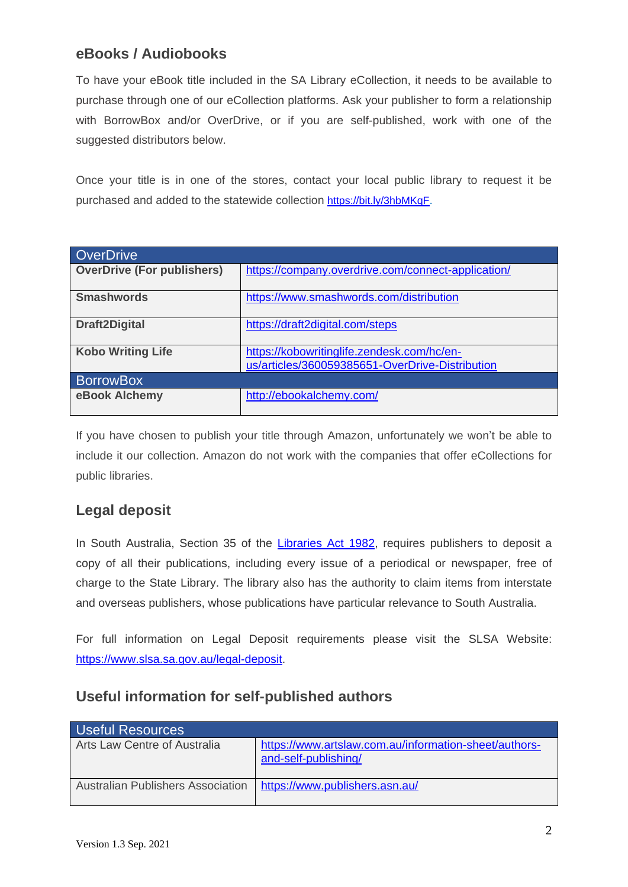## eBooks / Audiobooks

To have your eBook title included in the SA Library eCollection, it needs to be available to purchase through one of our eCollection platforms. Ask your publisher to form a relationship with BorrowBox and/or OverDrive, or if you are self-published, work with one of the suggested distributors below.

Once your title is in one of the stores, contact your local public library to request it be purchased and added to the statewide collection https://bit.ly/3hbMKqF.

| OverDrive | |
|---|---|
| **OverDrive (For publishers)** | https://company.overdrive.com/connect-application/ |
| **Smashwords** | https://www.smashwords.com/distribution |
| **Draft2Digital** | https://draft2digital.com/steps |
| **Kobo Writing Life** | https://kobowritinglife.zendesk.com/hc/en-us/articles/360059385651-OverDrive-Distribution |
| BorrowBox | |
| **eBook Alchemy** | http://ebookalchemy.com/ |

If you have chosen to publish your title through Amazon, unfortunately we won't be able to include it our collection. Amazon do not work with the companies that offer eCollections for public libraries.

## Legal deposit

In South Australia, Section 35 of the Libraries Act 1982, requires publishers to deposit a copy of all their publications, including every issue of a periodical or newspaper, free of charge to the State Library. The library also has the authority to claim items from interstate and overseas publishers, whose publications have particular relevance to South Australia.

For full information on Legal Deposit requirements please visit the SLSA Website: https://www.slsa.sa.gov.au/legal-deposit.

## Useful information for self-published authors

| Useful Resources | |
|---|---|
| Arts Law Centre of Australia | https://www.artslaw.com.au/information-sheet/authors-and-self-publishing/ |
| Australian Publishers Association | https://www.publishers.asn.au/ |

Version 1.3 Sep. 2021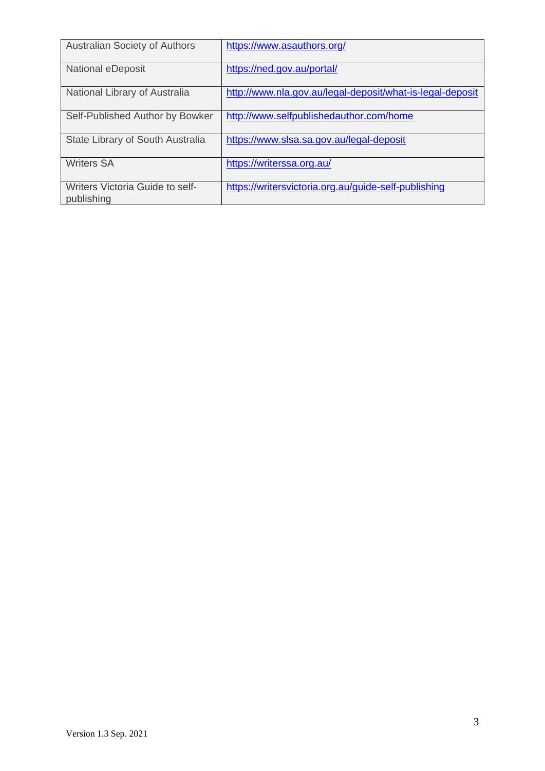| | |
|---|---|
| Australian Society of Authors | https://www.asauthors.org/ |
| National eDeposit | https://ned.gov.au/portal/ |
| National Library of Australia | http://www.nla.gov.au/legal-deposit/what-is-legal-deposit |
| Self-Published Author by Bowker | http://www.selfpublishedauthor.com/home |
| State Library of South Australia | https://www.slsa.sa.gov.au/legal-deposit |
| Writers SA | https://writerssa.org.au/ |
| Writers Victoria Guide to self-publishing | https://writersvictoria.org.au/guide-self-publishing |

Version 1.3 Sep. 2021